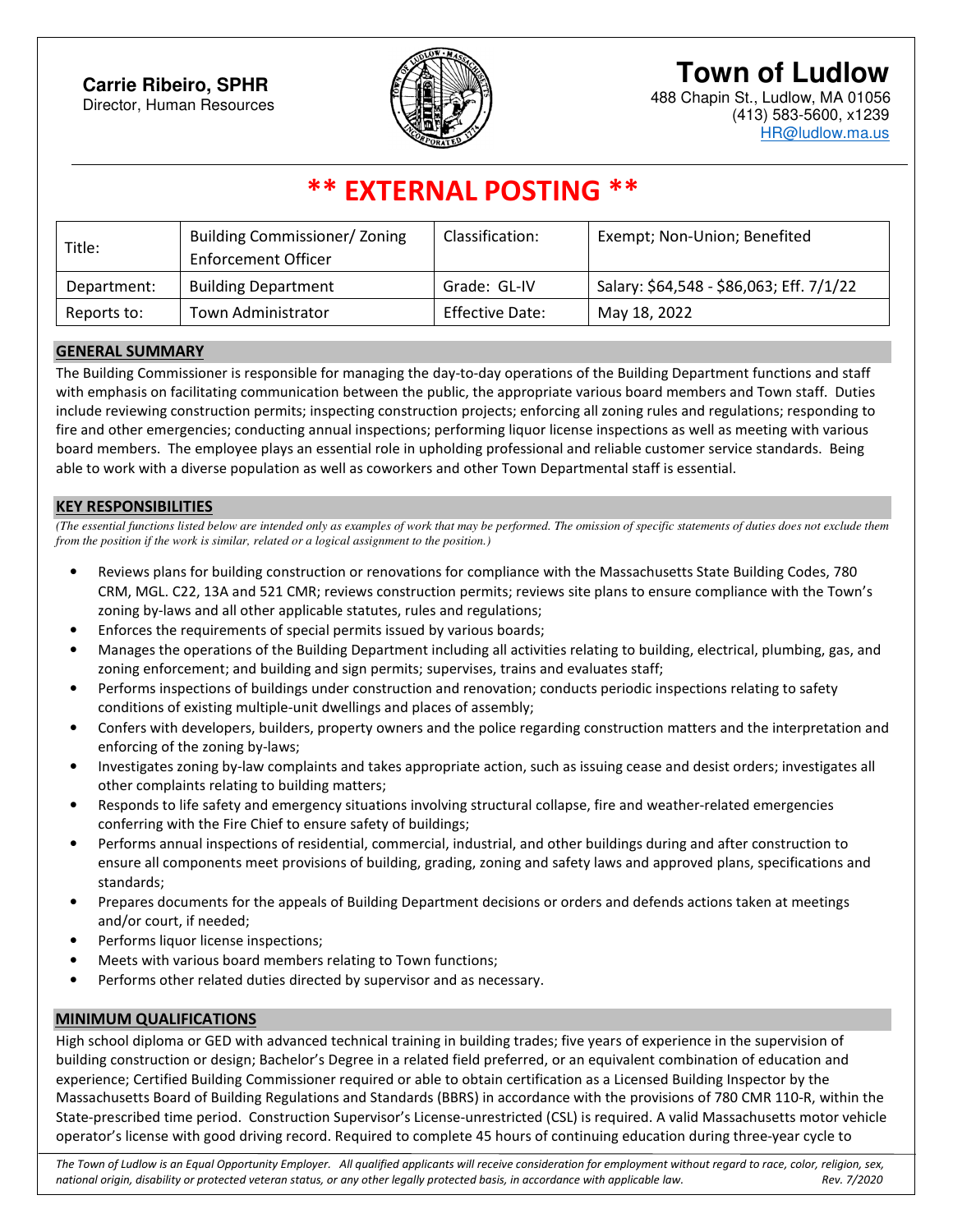**Carrie Ribeiro, SPHR**
Director, Human Resources

# Town of Ludlow

488 Chapin St., Ludlow, MA 01056
(413) 583-5600, x1239
HR@ludlow.ma.us

## ** EXTERNAL POSTING **

| Title: | Building Commissioner/ Zoning Enforcement Officer | Classification: | Exempt; Non-Union; Benefited |
|---|---|---|---|
| Department: | Building Department | Grade: GL-IV | Salary: $64,548 - $86,063; Eff. 7/1/22 |
| Reports to: | Town Administrator | Effective Date: | May 18, 2022 |

### GENERAL SUMMARY

The Building Commissioner is responsible for managing the day-to-day operations of the Building Department functions and staff with emphasis on facilitating communication between the public, the appropriate various board members and Town staff. Duties include reviewing construction permits; inspecting construction projects; enforcing all zoning rules and regulations; responding to fire and other emergencies; conducting annual inspections; performing liquor license inspections as well as meeting with various board members. The employee plays an essential role in upholding professional and reliable customer service standards. Being able to work with a diverse population as well as coworkers and other Town Departmental staff is essential.

### KEY RESPONSIBILITIES

*(The essential functions listed below are intended only as examples of work that may be performed. The omission of specific statements of duties does not exclude them from the position if the work is similar, related or a logical assignment to the position.)*

- Reviews plans for building construction or renovations for compliance with the Massachusetts State Building Codes, 780 CRM, MGL. C22, 13A and 521 CMR; reviews construction permits; reviews site plans to ensure compliance with the Town's zoning by-laws and all other applicable statutes, rules and regulations;
- Enforces the requirements of special permits issued by various boards;
- Manages the operations of the Building Department including all activities relating to building, electrical, plumbing, gas, and zoning enforcement; and building and sign permits; supervises, trains and evaluates staff;
- Performs inspections of buildings under construction and renovation; conducts periodic inspections relating to safety conditions of existing multiple-unit dwellings and places of assembly;
- Confers with developers, builders, property owners and the police regarding construction matters and the interpretation and enforcing of the zoning by-laws;
- Investigates zoning by-law complaints and takes appropriate action, such as issuing cease and desist orders; investigates all other complaints relating to building matters;
- Responds to life safety and emergency situations involving structural collapse, fire and weather-related emergencies conferring with the Fire Chief to ensure safety of buildings;
- Performs annual inspections of residential, commercial, industrial, and other buildings during and after construction to ensure all components meet provisions of building, grading, zoning and safety laws and approved plans, specifications and standards;
- Prepares documents for the appeals of Building Department decisions or orders and defends actions taken at meetings and/or court, if needed;
- Performs liquor license inspections;
- Meets with various board members relating to Town functions;
- Performs other related duties directed by supervisor and as necessary.

### MINIMUM QUALIFICATIONS

High school diploma or GED with advanced technical training in building trades; five years of experience in the supervision of building construction or design; Bachelor's Degree in a related field preferred, or an equivalent combination of education and experience; Certified Building Commissioner required or able to obtain certification as a Licensed Building Inspector by the Massachusetts Board of Building Regulations and Standards (BBRS) in accordance with the provisions of 780 CMR 110-R, within the State-prescribed time period. Construction Supervisor's License-unrestricted (CSL) is required. A valid Massachusetts motor vehicle operator's license with good driving record. Required to complete 45 hours of continuing education during three-year cycle to

*The Town of Ludlow is an Equal Opportunity Employer. All qualified applicants will receive consideration for employment without regard to race, color, religion, sex, national origin, disability or protected veteran status, or any other legally protected basis, in accordance with applicable law.* *Rev. 7/2020*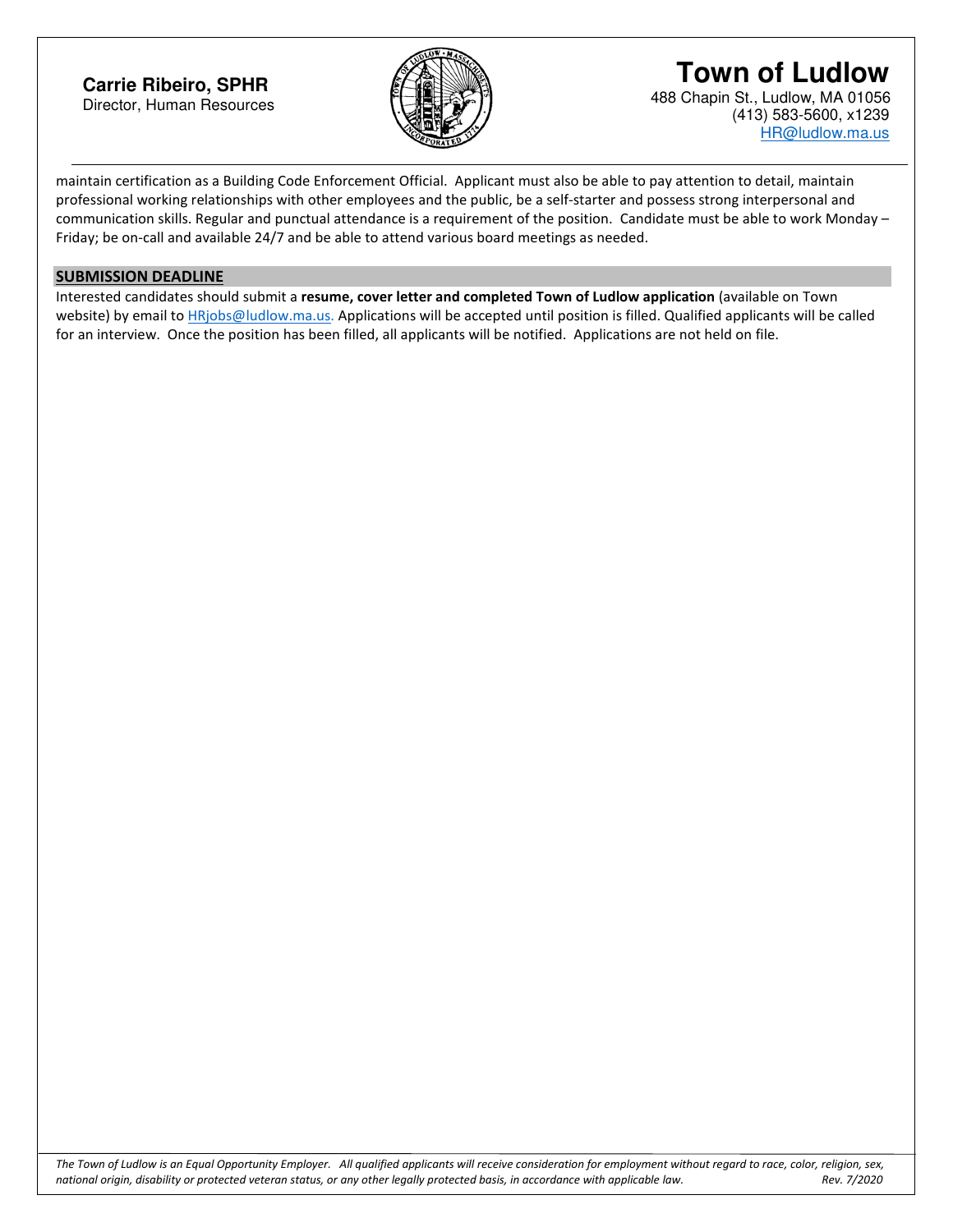maintain certification as a Building Code Enforcement Official. Applicant must also be able to pay attention to detail, maintain professional working relationships with other employees and the public, be a self-starter and possess strong interpersonal and communication skills. Regular and punctual attendance is a requirement of the position. Candidate must be able to work Monday – Friday; be on-call and available 24/7 and be able to attend various board meetings as needed.

## SUBMISSION DEADLINE

Interested candidates should submit a **resume, cover letter and completed Town of Ludlow application** (available on Town website) by email to HRjobs@ludlow.ma.us. Applications will be accepted until position is filled. Qualified applicants will be called for an interview. Once the position has been filled, all applicants will be notified. Applications are not held on file.

*The Town of Ludlow is an Equal Opportunity Employer. All qualified applicants will receive consideration for employment without regard to race, color, religion, sex, national origin, disability or protected veteran status, or any other legally protected basis, in accordance with applicable law.* *Rev. 7/2020*